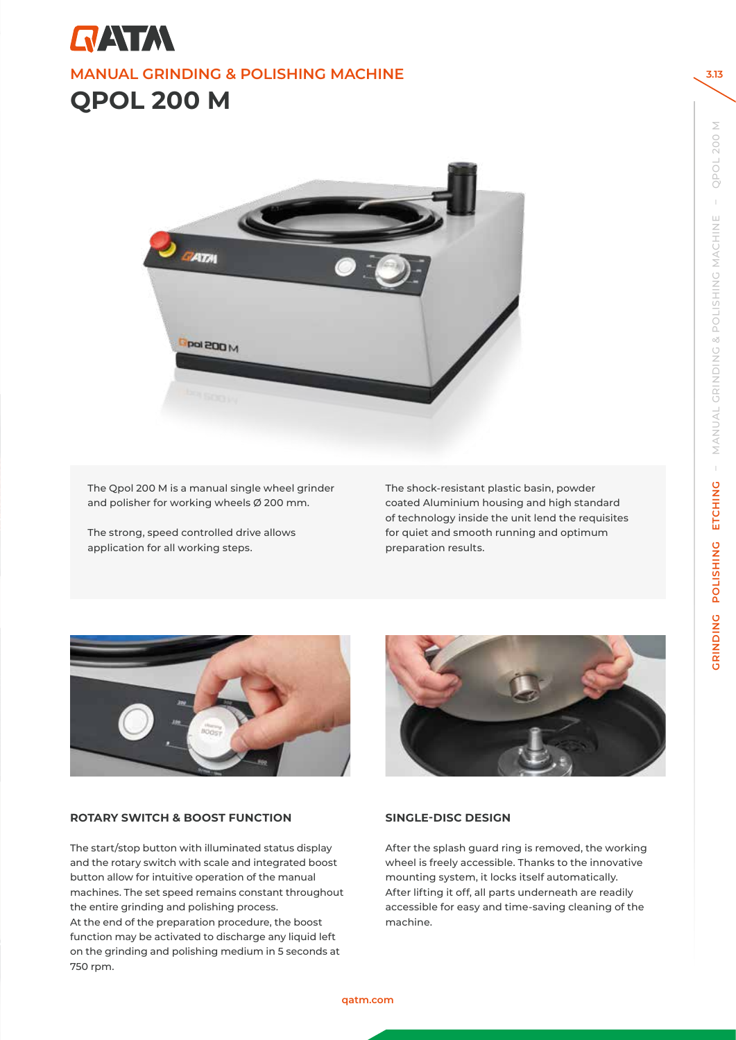# QATM

## MANUAL GRINDING & POLISHING MACHINE

# QPOL 200 M

The Qpol 200 M is a manual single wheel grinder and polisher for working wheels Ø 200 mm.

The strong, speed controlled drive allows application for all working steps.

The shock-resistant plastic basin, powder coated Aluminium housing and high standard of technology inside the unit lend the requisites for quiet and smooth running and optimum preparation results.

### ROTARY SWITCH & BOOST FUNCTION

The start/stop button with illuminated status display and the rotary switch with scale and integrated boost button allow for intuitive operation of the manual machines. The set speed remains constant throughout the entire grinding and polishing process.
At the end of the preparation procedure, the boost function may be activated to discharge any liquid left on the grinding and polishing medium in 5 seconds at 750 rpm.

### SINGLE-DISC DESIGN

After the splash guard ring is removed, the working wheel is freely accessible. Thanks to the innovative mounting system, it locks itself automatically. After lifting it off, all parts underneath are readily accessible for easy and time-saving cleaning of the machine.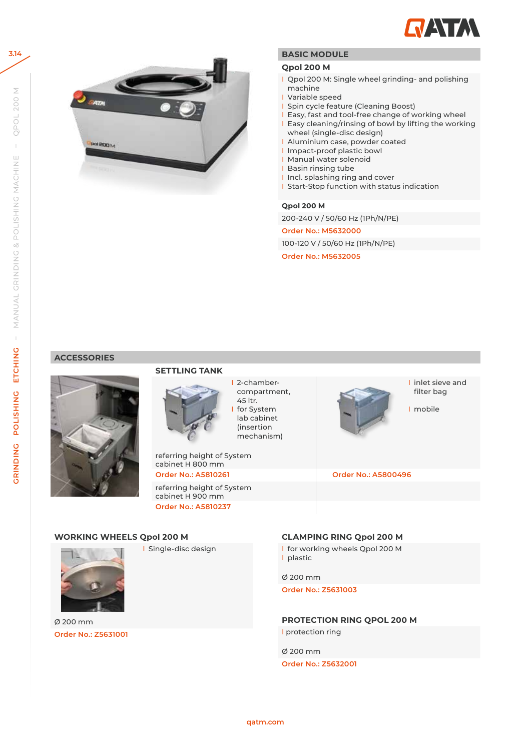## BASIC MODULE

### Qpol 200 M

- Qpol 200 M: Single wheel grinding- and polishing machine
- Variable speed
- Spin cycle feature (Cleaning Boost)
- Easy, fast and tool-free change of working wheel
- Easy cleaning/rinsing of bowl by lifting the working wheel (single-disc design)
- Aluminium case, powder coated
- Impact-proof plastic bowl
- Manual water solenoid
- Basin rinsing tube
- Incl. splashing ring and cover
- Start-Stop function with status indication

**Qpol 200 M**

200-240 V / 50/60 Hz (1Ph/N/PE)

Order No.: M5632000

100-120 V / 50/60 Hz (1Ph/N/PE)

Order No.: M5632005

## ACCESSORIES

### SETTLING TANK

- 2-chamber-compartment, 45 ltr.
- for System lab cabinet (insertion mechanism)

referring height of System cabinet H 800 mm

Order No.: A5810261

referring height of System cabinet H 900 mm

Order No.: A5810237

- inlet sieve and filter bag
- mobile

Order No.: A5800496

### WORKING WHEELS Qpol 200 M

- Single-disc design

Ø 200 mm

Order No.: Z5631001

### CLAMPING RING Qpol 200 M

- for working wheels Qpol 200 M
- plastic

Ø 200 mm

Order No.: Z5631003

### PROTECTION RING QPOL 200 M

- protection ring

Ø 200 mm

Order No.: Z5632001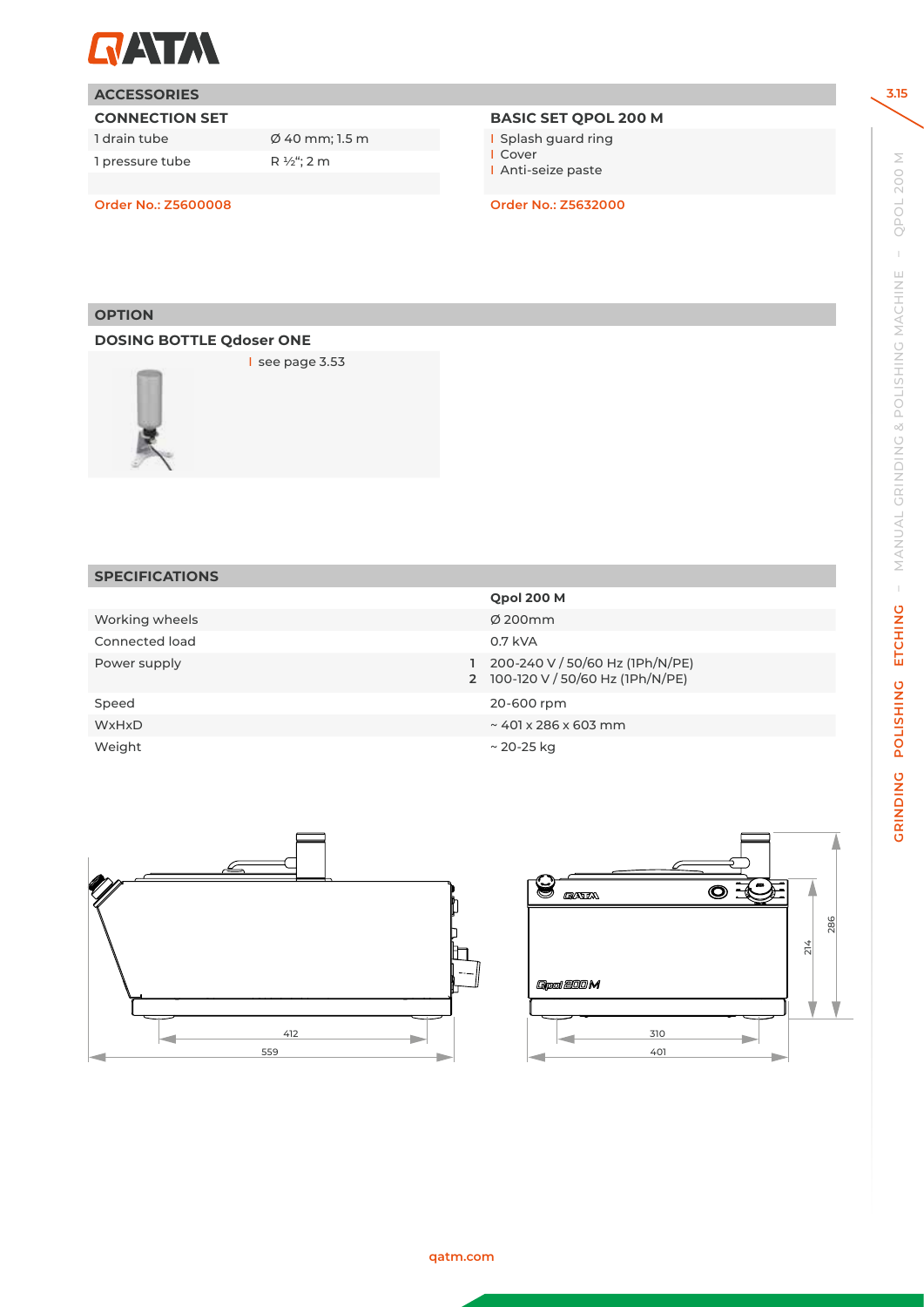## ACCESSORIES

### CONNECTION SET

| | |
|---|---|
| 1 drain tube | Ø 40 mm; 1.5 m |
| 1 pressure tube | R ½"; 2 m |

**Order No.: Z5600008**

### BASIC SET QPOL 200 M

- Splash guard ring
- Cover
- Anti-seize paste

**Order No.: Z5632000**

## OPTION

### DOSING BOTTLE Qdoser ONE

- see page 3.53

## SPECIFICATIONS

| | Qpol 200 M |
|---|---|
| Working wheels | Ø 200mm |
| Connected load | 0.7 kVA |
| Power supply | **1** 200-240 V / 50/60 Hz (1Ph/N/PE)<br>**2** 100-120 V / 50/60 Hz (1Ph/N/PE) |
| Speed | 20-600 rpm |
| WxHxD | ~ 401 x 286 x 603 mm |
| Weight | ~ 20-25 kg |

412
559

Qpol 200 M
214
286
310
401